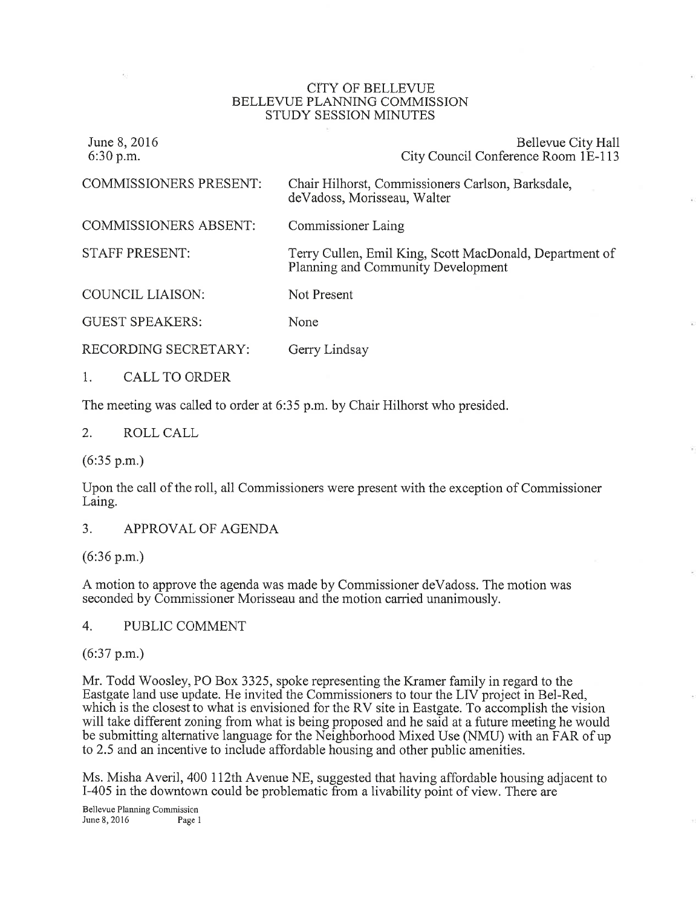# CITY OF BELLEVUE
## BELLEVUE PLANNING COMMISSION
## STUDY SESSION MINUTES

June 8, 2016
6:30 p.m.

Bellevue City Hall
City Council Conference Room 1E-113

| | |
|---|---|
| COMMISSIONERS PRESENT: | Chair Hilhorst, Commissioners Carlson, Barksdale, deVadoss, Morisseau, Walter |
| COMMISSIONERS ABSENT: | Commissioner Laing |
| STAFF PRESENT: | Terry Cullen, Emil King, Scott MacDonald, Department of Planning and Community Development |
| COUNCIL LIAISON: | Not Present |
| GUEST SPEAKERS: | None |
| RECORDING SECRETARY: | Gerry Lindsay |

1. CALL TO ORDER

The meeting was called to order at 6:35 p.m. by Chair Hilhorst who presided.

2. ROLL CALL

(6:35 p.m.)

Upon the call of the roll, all Commissioners were present with the exception of Commissioner Laing.

3. APPROVAL OF AGENDA

(6:36 p.m.)

A motion to approve the agenda was made by Commissioner deVadoss. The motion was seconded by Commissioner Morisseau and the motion carried unanimously.

4. PUBLIC COMMENT

(6:37 p.m.)

Mr. Todd Woosley, PO Box 3325, spoke representing the Kramer family in regard to the Eastgate land use update. He invited the Commissioners to tour the LIV project in Bel-Red, which is the closest to what is envisioned for the RV site in Eastgate. To accomplish the vision will take different zoning from what is being proposed and he said at a future meeting he would be submitting alternative language for the Neighborhood Mixed Use (NMU) with an FAR of up to 2.5 and an incentive to include affordable housing and other public amenities.

Ms. Misha Averil, 400 112th Avenue NE, suggested that having affordable housing adjacent to I-405 in the downtown could be problematic from a livability point of view. There are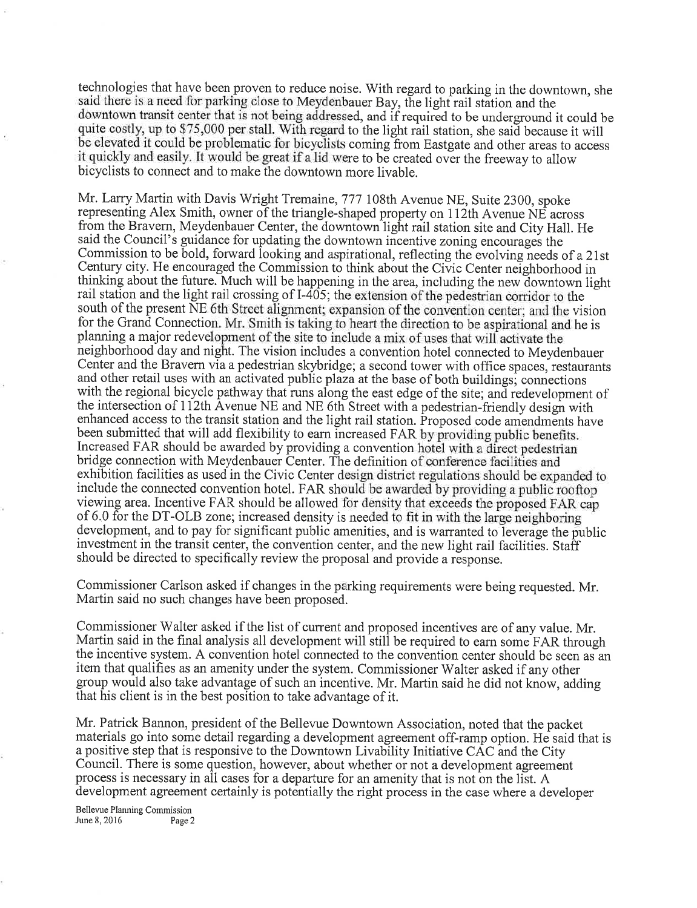technologies that have been proven to reduce noise. With regard to parking in the downtown, she said there is a need for parking close to Meydenbauer Bay, the light rail station and the downtown transit center that is not being addressed, and if required to be underground it could be quite costly, up to $75,000 per stall. With regard to the light rail station, she said because it will be elevated it could be problematic for bicyclists coming from Eastgate and other areas to access it quickly and easily. It would be great if a lid were to be created over the freeway to allow bicyclists to connect and to make the downtown more livable.

Mr. Larry Martin with Davis Wright Tremaine, 777 108th Avenue NE, Suite 2300, spoke representing Alex Smith, owner of the triangle-shaped property on 112th Avenue NE across from the Bravern, Meydenbauer Center, the downtown light rail station site and City Hall. He said the Council's guidance for updating the downtown incentive zoning encourages the Commission to be bold, forward looking and aspirational, reflecting the evolving needs of a 21st Century city. He encouraged the Commission to think about the Civic Center neighborhood in thinking about the future. Much will be happening in the area, including the new downtown light rail station and the light rail crossing of I-405; the extension of the pedestrian corridor to the south of the present NE 6th Street alignment; expansion of the convention center; and the vision for the Grand Connection. Mr. Smith is taking to heart the direction to be aspirational and he is planning a major redevelopment of the site to include a mix of uses that will activate the neighborhood day and night. The vision includes a convention hotel connected to Meydenbauer Center and the Bravern via a pedestrian skybridge; a second tower with office spaces, restaurants and other retail uses with an activated public plaza at the base of both buildings; connections with the regional bicycle pathway that runs along the east edge of the site; and redevelopment of the intersection of 112th Avenue NE and NE 6th Street with a pedestrian-friendly design with enhanced access to the transit station and the light rail station. Proposed code amendments have been submitted that will add flexibility to earn increased FAR by providing public benefits. Increased FAR should be awarded by providing a convention hotel with a direct pedestrian bridge connection with Meydenbauer Center. The definition of conference facilities and exhibition facilities as used in the Civic Center design district regulations should be expanded to include the connected convention hotel. FAR should be awarded by providing a public rooftop viewing area. Incentive FAR should be allowed for density that exceeds the proposed FAR cap of 6.0 for the DT-OLB zone; increased density is needed to fit in with the large neighboring development, and to pay for significant public amenities, and is warranted to leverage the public investment in the transit center, the convention center, and the new light rail facilities. Staff should be directed to specifically review the proposal and provide a response.

Commissioner Carlson asked if changes in the parking requirements were being requested. Mr. Martin said no such changes have been proposed.

Commissioner Walter asked if the list of current and proposed incentives are of any value. Mr. Martin said in the final analysis all development will still be required to earn some FAR through the incentive system. A convention hotel connected to the convention center should be seen as an item that qualifies as an amenity under the system. Commissioner Walter asked if any other group would also take advantage of such an incentive. Mr. Martin said he did not know, adding that his client is in the best position to take advantage of it.

Mr. Patrick Bannon, president of the Bellevue Downtown Association, noted that the packet materials go into some detail regarding a development agreement off-ramp option. He said that is a positive step that is responsive to the Downtown Livability Initiative CAC and the City Council. There is some question, however, about whether or not a development agreement process is necessary in all cases for a departure for an amenity that is not on the list. A development agreement certainly is potentially the right process in the case where a developer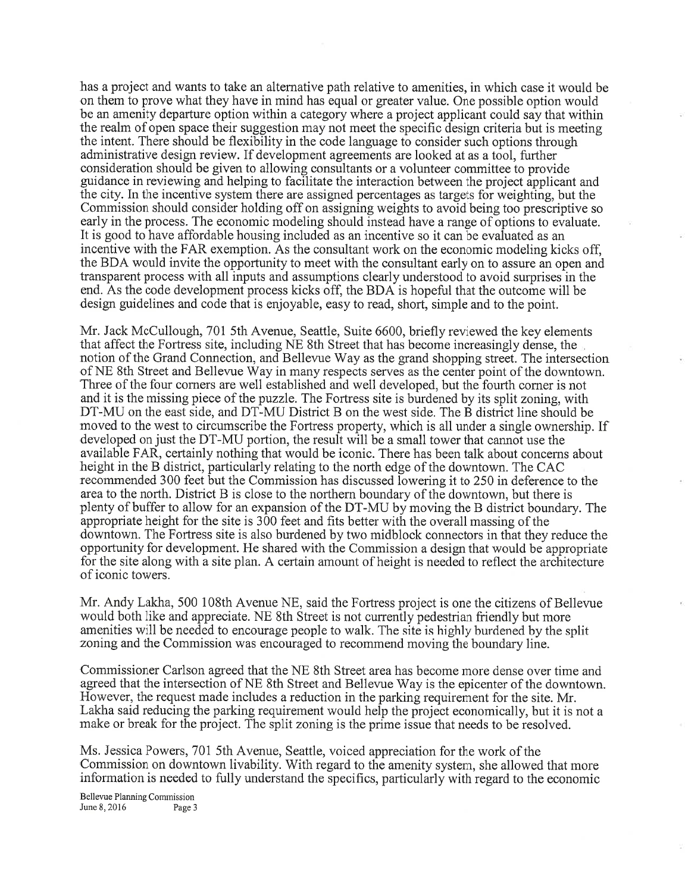has a project and wants to take an alternative path relative to amenities, in which case it would be on them to prove what they have in mind has equal or greater value. One possible option would be an amenity departure option within a category where a project applicant could say that within the realm of open space their suggestion may not meet the specific design criteria but is meeting the intent. There should be flexibility in the code language to consider such options through administrative design review. If development agreements are looked at as a tool, further consideration should be given to allowing consultants or a volunteer committee to provide guidance in reviewing and helping to facilitate the interaction between the project applicant and the city. In the incentive system there are assigned percentages as targets for weighting, but the Commission should consider holding off on assigning weights to avoid being too prescriptive so early in the process. The economic modeling should instead have a range of options to evaluate. It is good to have affordable housing included as an incentive so it can be evaluated as an incentive with the FAR exemption. As the consultant work on the economic modeling kicks off, the BDA would invite the opportunity to meet with the consultant early on to assure an open and transparent process with all inputs and assumptions clearly understood to avoid surprises in the end. As the code development process kicks off, the BDA is hopeful that the outcome will be design guidelines and code that is enjoyable, easy to read, short, simple and to the point.

Mr. Jack McCullough, 701 5th Avenue, Seattle, Suite 6600, briefly reviewed the key elements that affect the Fortress site, including NE 8th Street that has become increasingly dense, the notion of the Grand Connection, and Bellevue Way as the grand shopping street. The intersection of NE 8th Street and Bellevue Way in many respects serves as the center point of the downtown. Three of the four corners are well established and well developed, but the fourth corner is not and it is the missing piece of the puzzle. The Fortress site is burdened by its split zoning, with DT-MU on the east side, and DT-MU District B on the west side. The B district line should be moved to the west to circumscribe the Fortress property, which is all under a single ownership. If developed on just the DT-MU portion, the result will be a small tower that cannot use the available FAR, certainly nothing that would be iconic. There has been talk about concerns about height in the B district, particularly relating to the north edge of the downtown. The CAC recommended 300 feet but the Commission has discussed lowering it to 250 in deference to the area to the north. District B is close to the northern boundary of the downtown, but there is plenty of buffer to allow for an expansion of the DT-MU by moving the B district boundary. The appropriate height for the site is 300 feet and fits better with the overall massing of the downtown. The Fortress site is also burdened by two midblock connectors in that they reduce the opportunity for development. He shared with the Commission a design that would be appropriate for the site along with a site plan. A certain amount of height is needed to reflect the architecture of iconic towers.

Mr. Andy Lakha, 500 108th Avenue NE, said the Fortress project is one the citizens of Bellevue would both like and appreciate. NE 8th Street is not currently pedestrian friendly but more amenities will be needed to encourage people to walk. The site is highly burdened by the split zoning and the Commission was encouraged to recommend moving the boundary line.

Commissioner Carlson agreed that the NE 8th Street area has become more dense over time and agreed that the intersection of NE 8th Street and Bellevue Way is the epicenter of the downtown. However, the request made includes a reduction in the parking requirement for the site. Mr. Lakha said reducing the parking requirement would help the project economically, but it is not a make or break for the project. The split zoning is the prime issue that needs to be resolved.

Ms. Jessica Powers, 701 5th Avenue, Seattle, voiced appreciation for the work of the Commission on downtown livability. With regard to the amenity system, she allowed that more information is needed to fully understand the specifics, particularly with regard to the economic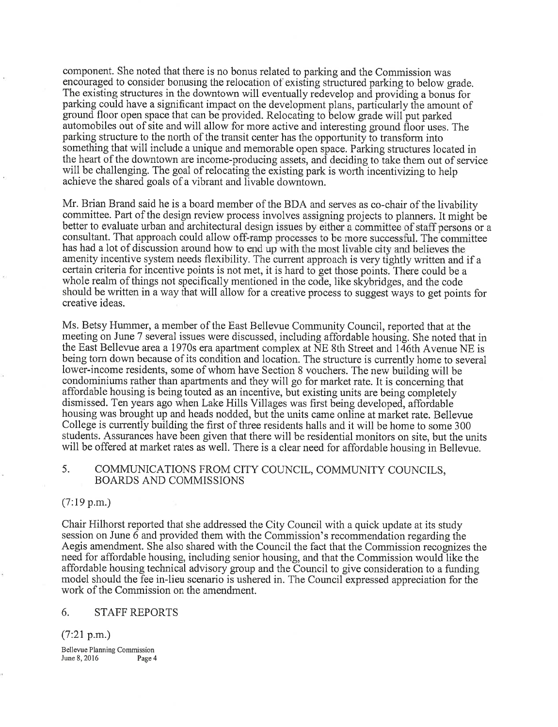component. She noted that there is no bonus related to parking and the Commission was encouraged to consider bonusing the relocation of existing structured parking to below grade. The existing structures in the downtown will eventually redevelop and providing a bonus for parking could have a significant impact on the development plans, particularly the amount of ground floor open space that can be provided. Relocating to below grade will put parked automobiles out of site and will allow for more active and interesting ground floor uses. The parking structure to the north of the transit center has the opportunity to transform into something that will include a unique and memorable open space. Parking structures located in the heart of the downtown are income-producing assets, and deciding to take them out of service will be challenging. The goal of relocating the existing park is worth incentivizing to help achieve the shared goals of a vibrant and livable downtown.

Mr. Brian Brand said he is a board member of the BDA and serves as co-chair of the livability committee. Part of the design review process involves assigning projects to planners. It might be better to evaluate urban and architectural design issues by either a committee of staff persons or a consultant. That approach could allow off-ramp processes to be more successful. The committee has had a lot of discussion around how to end up with the most livable city and believes the amenity incentive system needs flexibility. The current approach is very tightly written and if a certain criteria for incentive points is not met, it is hard to get those points. There could be a whole realm of things not specifically mentioned in the code, like skybridges, and the code should be written in a way that will allow for a creative process to suggest ways to get points for creative ideas.

Ms. Betsy Hummer, a member of the East Bellevue Community Council, reported that at the meeting on June 7 several issues were discussed, including affordable housing. She noted that in the East Bellevue area a 1970s era apartment complex at NE 8th Street and 146th Avenue NE is being torn down because of its condition and location. The structure is currently home to several lower-income residents, some of whom have Section 8 vouchers. The new building will be condominiums rather than apartments and they will go for market rate. It is concerning that affordable housing is being touted as an incentive, but existing units are being completely dismissed. Ten years ago when Lake Hills Villages was first being developed, affordable housing was brought up and heads nodded, but the units came online at market rate. Bellevue College is currently building the first of three residents halls and it will be home to some 300 students. Assurances have been given that there will be residential monitors on site, but the units will be offered at market rates as well. There is a clear need for affordable housing in Bellevue.

## 5. COMMUNICATIONS FROM CITY COUNCIL, COMMUNITY COUNCILS, BOARDS AND COMMISSIONS

(7:19 p.m.)

Chair Hilhorst reported that she addressed the City Council with a quick update at its study session on June 6 and provided them with the Commission's recommendation regarding the Aegis amendment. She also shared with the Council the fact that the Commission recognizes the need for affordable housing, including senior housing, and that the Commission would like the affordable housing technical advisory group and the Council to give consideration to a funding model should the fee in-lieu scenario is ushered in. The Council expressed appreciation for the work of the Commission on the amendment.

## 6. STAFF REPORTS

(7:21 p.m.)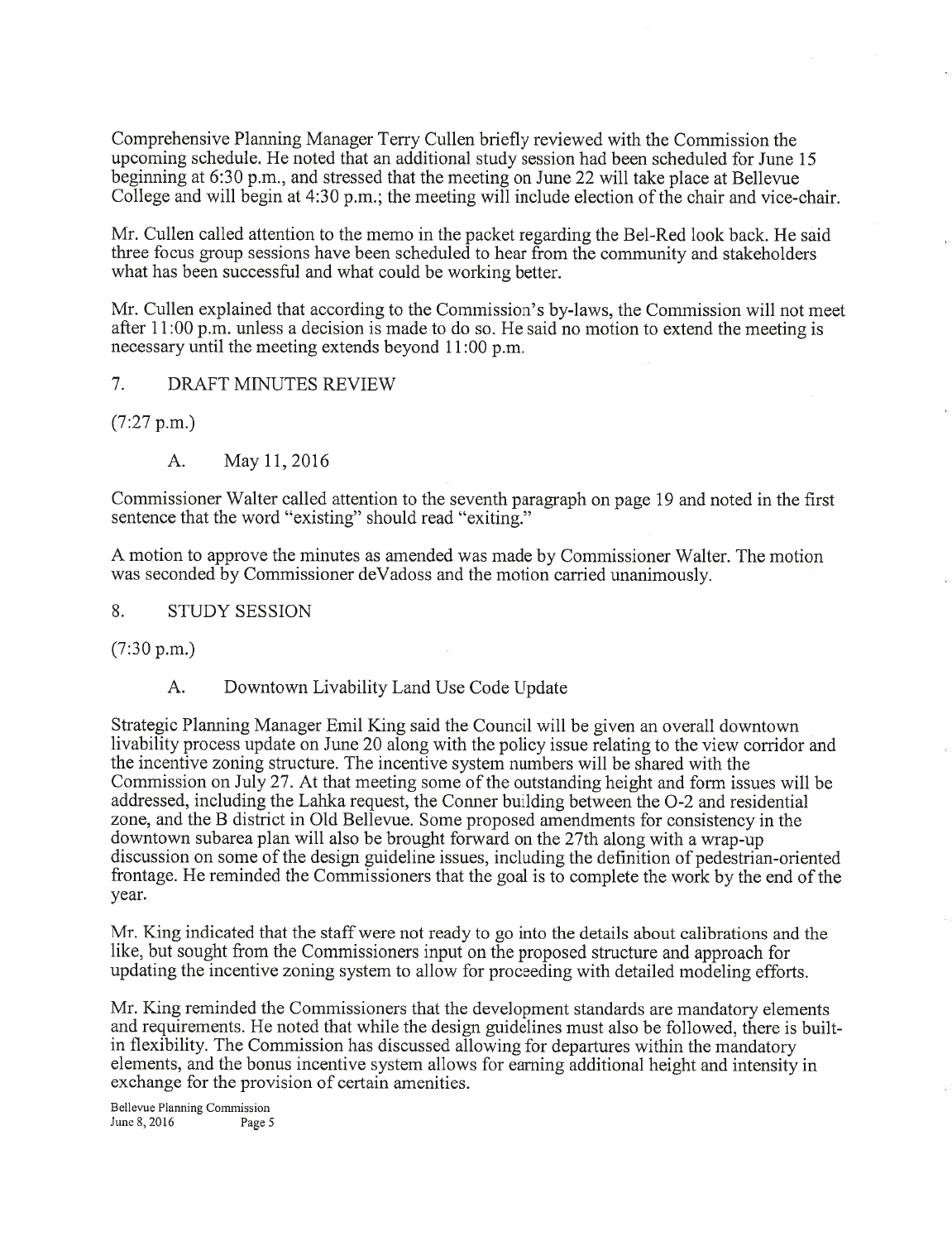Comprehensive Planning Manager Terry Cullen briefly reviewed with the Commission the upcoming schedule. He noted that an additional study session had been scheduled for June 15 beginning at 6:30 p.m., and stressed that the meeting on June 22 will take place at Bellevue College and will begin at 4:30 p.m.; the meeting will include election of the chair and vice-chair.

Mr. Cullen called attention to the memo in the packet regarding the Bel-Red look back. He said three focus group sessions have been scheduled to hear from the community and stakeholders what has been successful and what could be working better.

Mr. Cullen explained that according to the Commission's by-laws, the Commission will not meet after 11:00 p.m. unless a decision is made to do so. He said no motion to extend the meeting is necessary until the meeting extends beyond 11:00 p.m.

## 7. DRAFT MINUTES REVIEW

(7:27 p.m.)

### A. May 11, 2016

Commissioner Walter called attention to the seventh paragraph on page 19 and noted in the first sentence that the word "existing" should read "exiting."

A motion to approve the minutes as amended was made by Commissioner Walter. The motion was seconded by Commissioner deVadoss and the motion carried unanimously.

## 8. STUDY SESSION

(7:30 p.m.)

### A. Downtown Livability Land Use Code Update

Strategic Planning Manager Emil King said the Council will be given an overall downtown livability process update on June 20 along with the policy issue relating to the view corridor and the incentive zoning structure. The incentive system numbers will be shared with the Commission on July 27. At that meeting some of the outstanding height and form issues will be addressed, including the Lahka request, the Conner building between the O-2 and residential zone, and the B district in Old Bellevue. Some proposed amendments for consistency in the downtown subarea plan will also be brought forward on the 27th along with a wrap-up discussion on some of the design guideline issues, including the definition of pedestrian-oriented frontage. He reminded the Commissioners that the goal is to complete the work by the end of the year.

Mr. King indicated that the staff were not ready to go into the details about calibrations and the like, but sought from the Commissioners input on the proposed structure and approach for updating the incentive zoning system to allow for proceeding with detailed modeling efforts.

Mr. King reminded the Commissioners that the development standards are mandatory elements and requirements. He noted that while the design guidelines must also be followed, there is built-in flexibility. The Commission has discussed allowing for departures within the mandatory elements, and the bonus incentive system allows for earning additional height and intensity in exchange for the provision of certain amenities.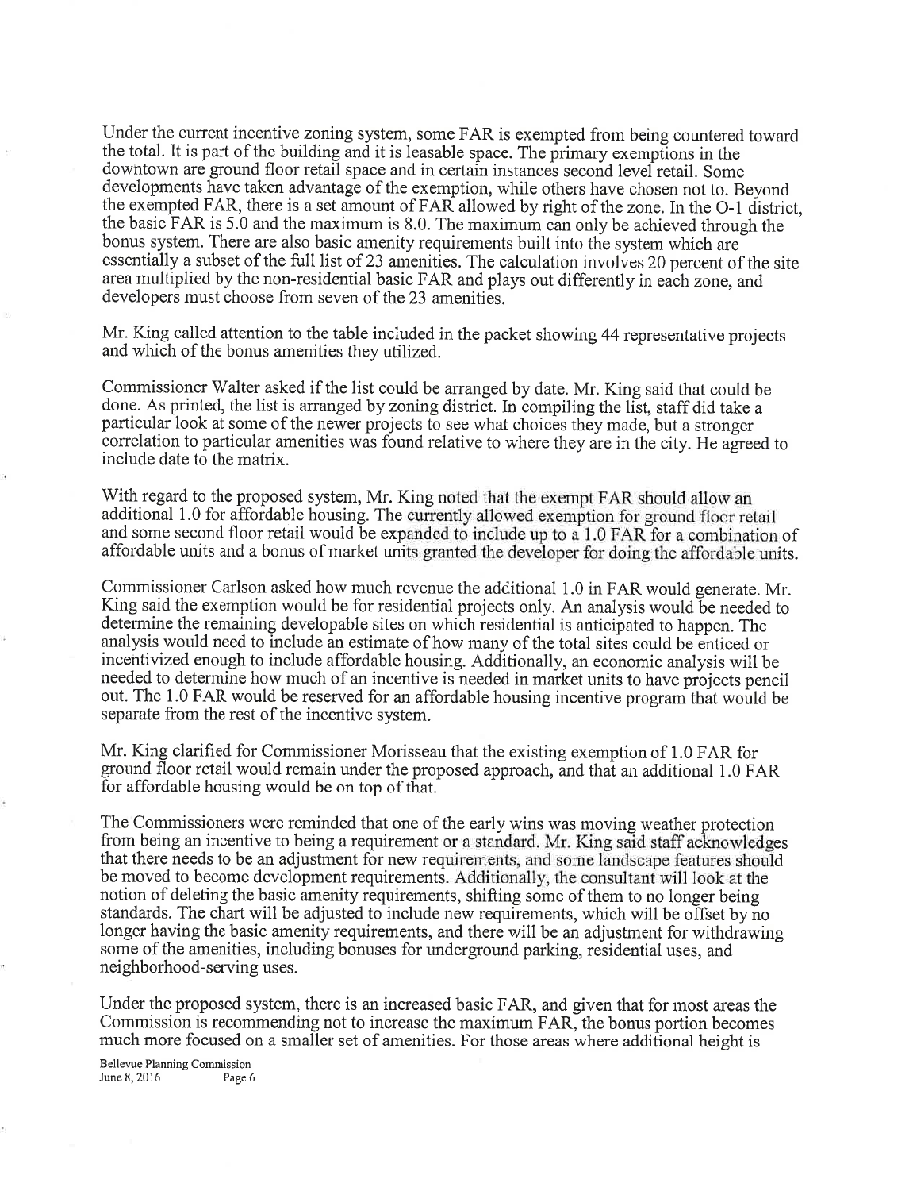Under the current incentive zoning system, some FAR is exempted from being countered toward the total. It is part of the building and it is leasable space. The primary exemptions in the downtown are ground floor retail space and in certain instances second level retail. Some developments have taken advantage of the exemption, while others have chosen not to. Beyond the exempted FAR, there is a set amount of FAR allowed by right of the zone. In the O-1 district, the basic FAR is 5.0 and the maximum is 8.0. The maximum can only be achieved through the bonus system. There are also basic amenity requirements built into the system which are essentially a subset of the full list of 23 amenities. The calculation involves 20 percent of the site area multiplied by the non-residential basic FAR and plays out differently in each zone, and developers must choose from seven of the 23 amenities.

Mr. King called attention to the table included in the packet showing 44 representative projects and which of the bonus amenities they utilized.

Commissioner Walter asked if the list could be arranged by date. Mr. King said that could be done. As printed, the list is arranged by zoning district. In compiling the list, staff did take a particular look at some of the newer projects to see what choices they made, but a stronger correlation to particular amenities was found relative to where they are in the city. He agreed to include date to the matrix.

With regard to the proposed system, Mr. King noted that the exempt FAR should allow an additional 1.0 for affordable housing. The currently allowed exemption for ground floor retail and some second floor retail would be expanded to include up to a 1.0 FAR for a combination of affordable units and a bonus of market units granted the developer for doing the affordable units.

Commissioner Carlson asked how much revenue the additional 1.0 in FAR would generate. Mr. King said the exemption would be for residential projects only. An analysis would be needed to determine the remaining developable sites on which residential is anticipated to happen. The analysis would need to include an estimate of how many of the total sites could be enticed or incentivized enough to include affordable housing. Additionally, an economic analysis will be needed to determine how much of an incentive is needed in market units to have projects pencil out. The 1.0 FAR would be reserved for an affordable housing incentive program that would be separate from the rest of the incentive system.

Mr. King clarified for Commissioner Morisseau that the existing exemption of 1.0 FAR for ground floor retail would remain under the proposed approach, and that an additional 1.0 FAR for affordable housing would be on top of that.

The Commissioners were reminded that one of the early wins was moving weather protection from being an incentive to being a requirement or a standard. Mr. King said staff acknowledges that there needs to be an adjustment for new requirements, and some landscape features should be moved to become development requirements. Additionally, the consultant will look at the notion of deleting the basic amenity requirements, shifting some of them to no longer being standards. The chart will be adjusted to include new requirements, which will be offset by no longer having the basic amenity requirements, and there will be an adjustment for withdrawing some of the amenities, including bonuses for underground parking, residential uses, and neighborhood-serving uses.

Under the proposed system, there is an increased basic FAR, and given that for most areas the Commission is recommending not to increase the maximum FAR, the bonus portion becomes much more focused on a smaller set of amenities. For those areas where additional height is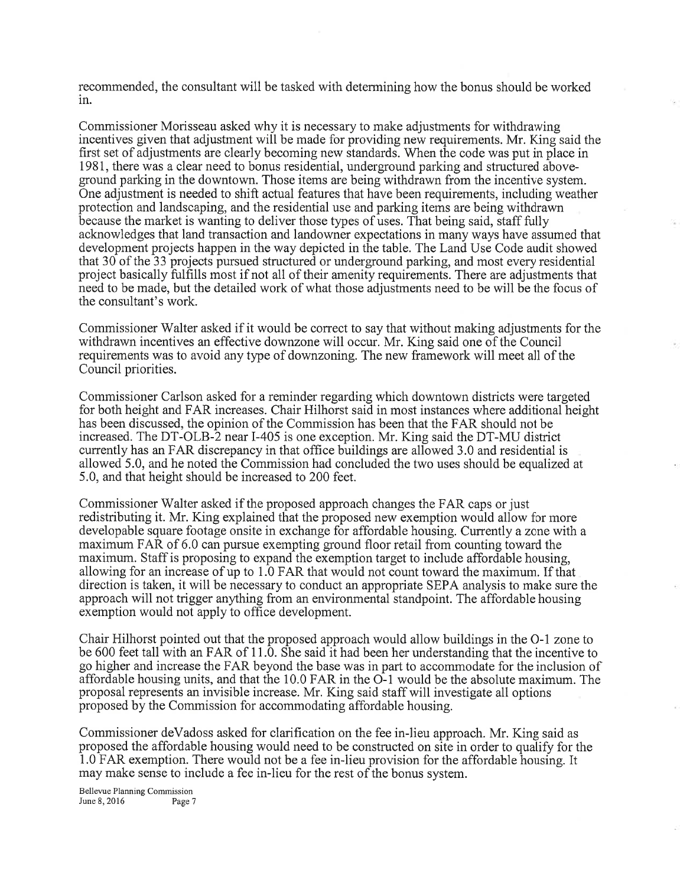recommended, the consultant will be tasked with determining how the bonus should be worked in.

Commissioner Morisseau asked why it is necessary to make adjustments for withdrawing incentives given that adjustment will be made for providing new requirements. Mr. King said the first set of adjustments are clearly becoming new standards. When the code was put in place in 1981, there was a clear need to bonus residential, underground parking and structured above-ground parking in the downtown. Those items are being withdrawn from the incentive system. One adjustment is needed to shift actual features that have been requirements, including weather protection and landscaping, and the residential use and parking items are being withdrawn because the market is wanting to deliver those types of uses. That being said, staff fully acknowledges that land transaction and landowner expectations in many ways have assumed that development projects happen in the way depicted in the table. The Land Use Code audit showed that 30 of the 33 projects pursued structured or underground parking, and most every residential project basically fulfills most if not all of their amenity requirements. There are adjustments that need to be made, but the detailed work of what those adjustments need to be will be the focus of the consultant's work.

Commissioner Walter asked if it would be correct to say that without making adjustments for the withdrawn incentives an effective downzone will occur. Mr. King said one of the Council requirements was to avoid any type of downzoning. The new framework will meet all of the Council priorities.

Commissioner Carlson asked for a reminder regarding which downtown districts were targeted for both height and FAR increases. Chair Hilhorst said in most instances where additional height has been discussed, the opinion of the Commission has been that the FAR should not be increased. The DT-OLB-2 near I-405 is one exception. Mr. King said the DT-MU district currently has an FAR discrepancy in that office buildings are allowed 3.0 and residential is allowed 5.0, and he noted the Commission had concluded the two uses should be equalized at 5.0, and that height should be increased to 200 feet.

Commissioner Walter asked if the proposed approach changes the FAR caps or just redistributing it. Mr. King explained that the proposed new exemption would allow for more developable square footage onsite in exchange for affordable housing. Currently a zone with a maximum FAR of 6.0 can pursue exempting ground floor retail from counting toward the maximum. Staff is proposing to expand the exemption target to include affordable housing, allowing for an increase of up to 1.0 FAR that would not count toward the maximum. If that direction is taken, it will be necessary to conduct an appropriate SEPA analysis to make sure the approach will not trigger anything from an environmental standpoint. The affordable housing exemption would not apply to office development.

Chair Hilhorst pointed out that the proposed approach would allow buildings in the O-1 zone to be 600 feet tall with an FAR of 11.0. She said it had been her understanding that the incentive to go higher and increase the FAR beyond the base was in part to accommodate for the inclusion of affordable housing units, and that the 10.0 FAR in the O-1 would be the absolute maximum. The proposal represents an invisible increase. Mr. King said staff will investigate all options proposed by the Commission for accommodating affordable housing.

Commissioner deVadoss asked for clarification on the fee in-lieu approach. Mr. King said as proposed the affordable housing would need to be constructed on site in order to qualify for the 1.0 FAR exemption. There would not be a fee in-lieu provision for the affordable housing. It may make sense to include a fee in-lieu for the rest of the bonus system.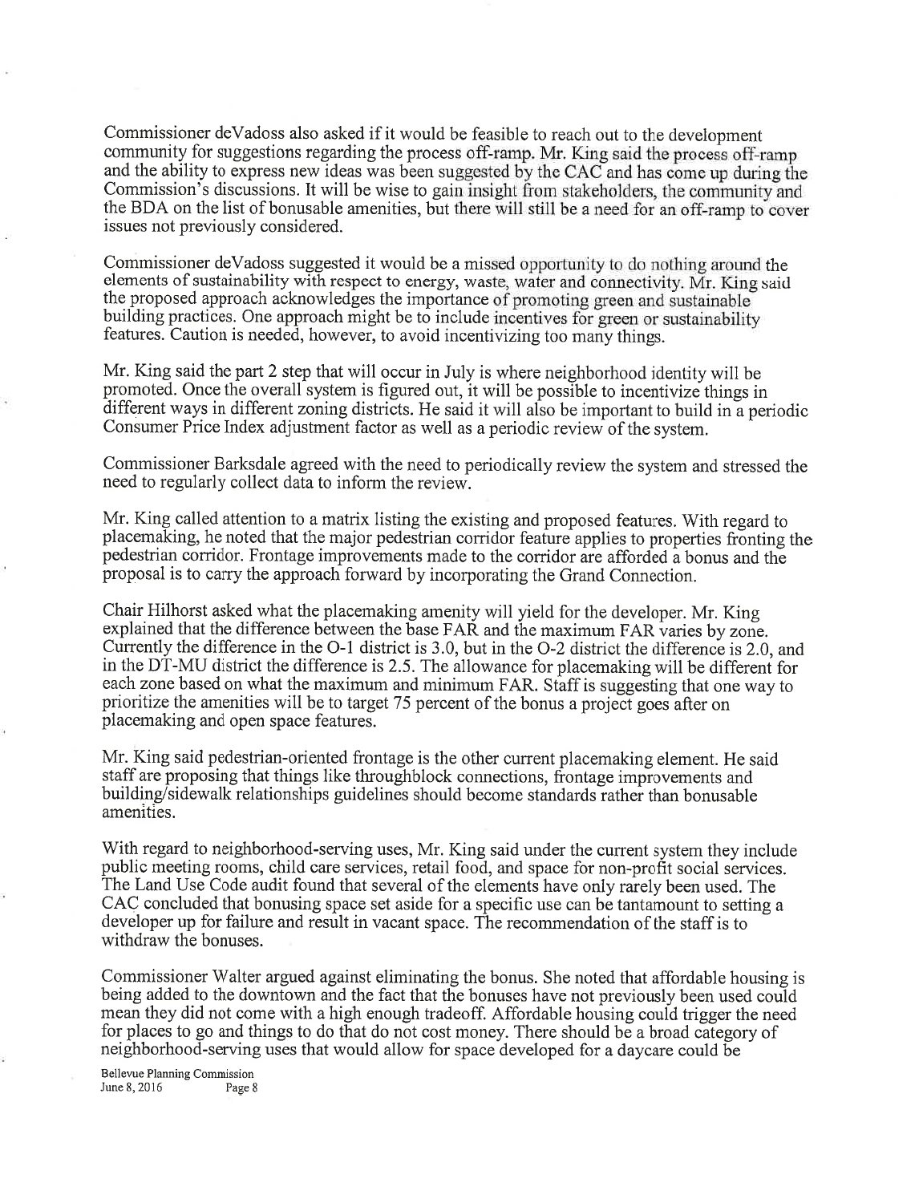Commissioner deVadoss also asked if it would be feasible to reach out to the development community for suggestions regarding the process off-ramp. Mr. King said the process off-ramp and the ability to express new ideas was been suggested by the CAC and has come up during the Commission's discussions. It will be wise to gain insight from stakeholders, the community and the BDA on the list of bonusable amenities, but there will still be a need for an off-ramp to cover issues not previously considered.

Commissioner deVadoss suggested it would be a missed opportunity to do nothing around the elements of sustainability with respect to energy, waste, water and connectivity. Mr. King said the proposed approach acknowledges the importance of promoting green and sustainable building practices. One approach might be to include incentives for green or sustainability features. Caution is needed, however, to avoid incentivizing too many things.

Mr. King said the part 2 step that will occur in July is where neighborhood identity will be promoted. Once the overall system is figured out, it will be possible to incentivize things in different ways in different zoning districts. He said it will also be important to build in a periodic Consumer Price Index adjustment factor as well as a periodic review of the system.

Commissioner Barksdale agreed with the need to periodically review the system and stressed the need to regularly collect data to inform the review.

Mr. King called attention to a matrix listing the existing and proposed features. With regard to placemaking, he noted that the major pedestrian corridor feature applies to properties fronting the pedestrian corridor. Frontage improvements made to the corridor are afforded a bonus and the proposal is to carry the approach forward by incorporating the Grand Connection.

Chair Hilhorst asked what the placemaking amenity will yield for the developer. Mr. King explained that the difference between the base FAR and the maximum FAR varies by zone. Currently the difference in the O-1 district is 3.0, but in the O-2 district the difference is 2.0, and in the DT-MU district the difference is 2.5. The allowance for placemaking will be different for each zone based on what the maximum and minimum FAR. Staff is suggesting that one way to prioritize the amenities will be to target 75 percent of the bonus a project goes after on placemaking and open space features.

Mr. King said pedestrian-oriented frontage is the other current placemaking element. He said staff are proposing that things like throughblock connections, frontage improvements and building/sidewalk relationships guidelines should become standards rather than bonusable amenities.

With regard to neighborhood-serving uses, Mr. King said under the current system they include public meeting rooms, child care services, retail food, and space for non-profit social services. The Land Use Code audit found that several of the elements have only rarely been used. The CAC concluded that bonusing space set aside for a specific use can be tantamount to setting a developer up for failure and result in vacant space. The recommendation of the staff is to withdraw the bonuses.

Commissioner Walter argued against eliminating the bonus. She noted that affordable housing is being added to the downtown and the fact that the bonuses have not previously been used could mean they did not come with a high enough tradeoff. Affordable housing could trigger the need for places to go and things to do that do not cost money. There should be a broad category of neighborhood-serving uses that would allow for space developed for a daycare could be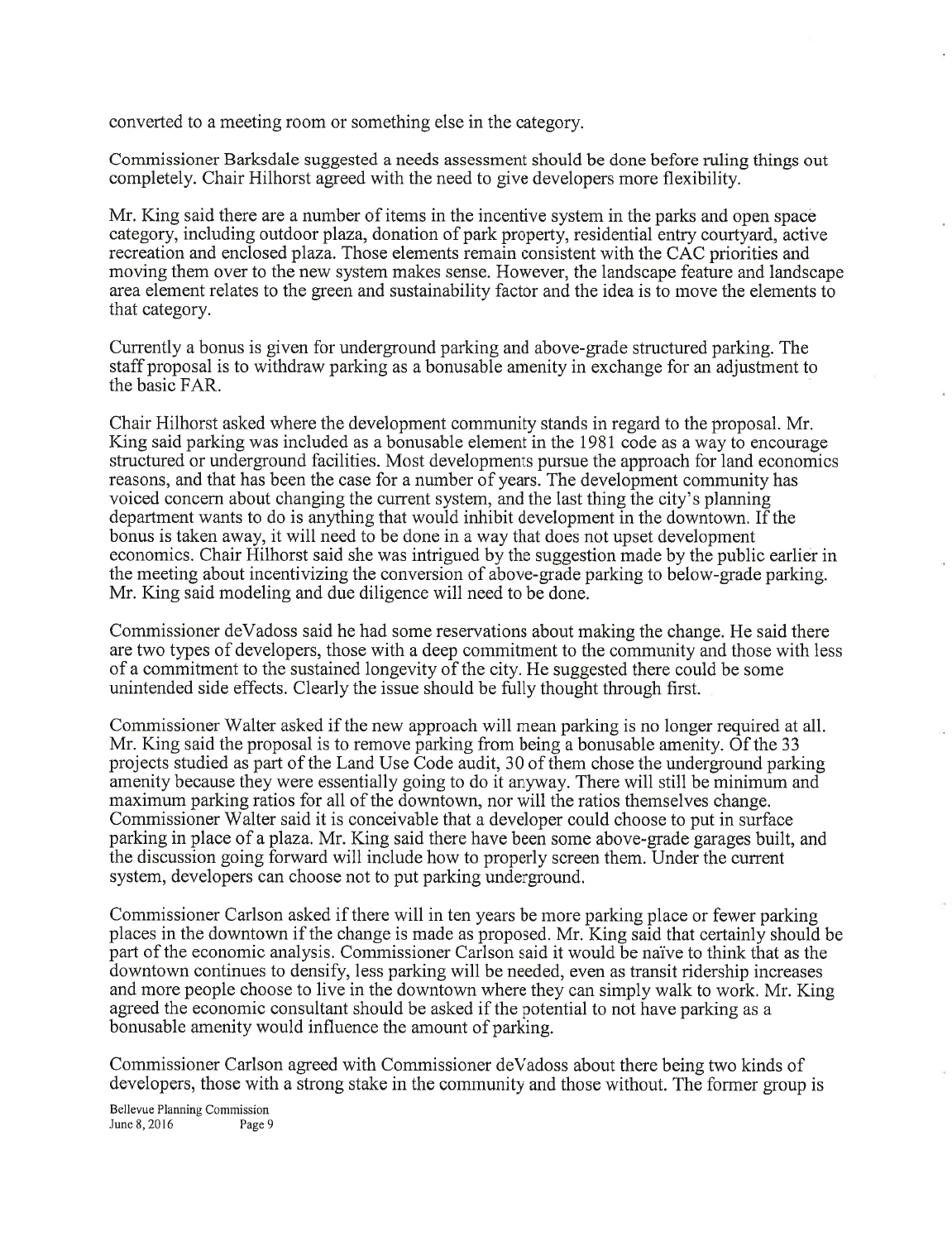converted to a meeting room or something else in the category.

Commissioner Barksdale suggested a needs assessment should be done before ruling things out completely. Chair Hilhorst agreed with the need to give developers more flexibility.

Mr. King said there are a number of items in the incentive system in the parks and open space category, including outdoor plaza, donation of park property, residential entry courtyard, active recreation and enclosed plaza. Those elements remain consistent with the CAC priorities and moving them over to the new system makes sense. However, the landscape feature and landscape area element relates to the green and sustainability factor and the idea is to move the elements to that category.

Currently a bonus is given for underground parking and above-grade structured parking. The staff proposal is to withdraw parking as a bonusable amenity in exchange for an adjustment to the basic FAR.

Chair Hilhorst asked where the development community stands in regard to the proposal. Mr. King said parking was included as a bonusable element in the 1981 code as a way to encourage structured or underground facilities. Most developments pursue the approach for land economics reasons, and that has been the case for a number of years. The development community has voiced concern about changing the current system, and the last thing the city's planning department wants to do is anything that would inhibit development in the downtown. If the bonus is taken away, it will need to be done in a way that does not upset development economics. Chair Hilhorst said she was intrigued by the suggestion made by the public earlier in the meeting about incentivizing the conversion of above-grade parking to below-grade parking. Mr. King said modeling and due diligence will need to be done.

Commissioner deVadoss said he had some reservations about making the change. He said there are two types of developers, those with a deep commitment to the community and those with less of a commitment to the sustained longevity of the city. He suggested there could be some unintended side effects. Clearly the issue should be fully thought through first.

Commissioner Walter asked if the new approach will mean parking is no longer required at all. Mr. King said the proposal is to remove parking from being a bonusable amenity. Of the 33 projects studied as part of the Land Use Code audit, 30 of them chose the underground parking amenity because they were essentially going to do it anyway. There will still be minimum and maximum parking ratios for all of the downtown, nor will the ratios themselves change. Commissioner Walter said it is conceivable that a developer could choose to put in surface parking in place of a plaza. Mr. King said there have been some above-grade garages built, and the discussion going forward will include how to properly screen them. Under the current system, developers can choose not to put parking underground.

Commissioner Carlson asked if there will in ten years be more parking place or fewer parking places in the downtown if the change is made as proposed. Mr. King said that certainly should be part of the economic analysis. Commissioner Carlson said it would be naïve to think that as the downtown continues to densify, less parking will be needed, even as transit ridership increases and more people choose to live in the downtown where they can simply walk to work. Mr. King agreed the economic consultant should be asked if the potential to not have parking as a bonusable amenity would influence the amount of parking.

Commissioner Carlson agreed with Commissioner deVadoss about there being two kinds of developers, those with a strong stake in the community and those without. The former group is